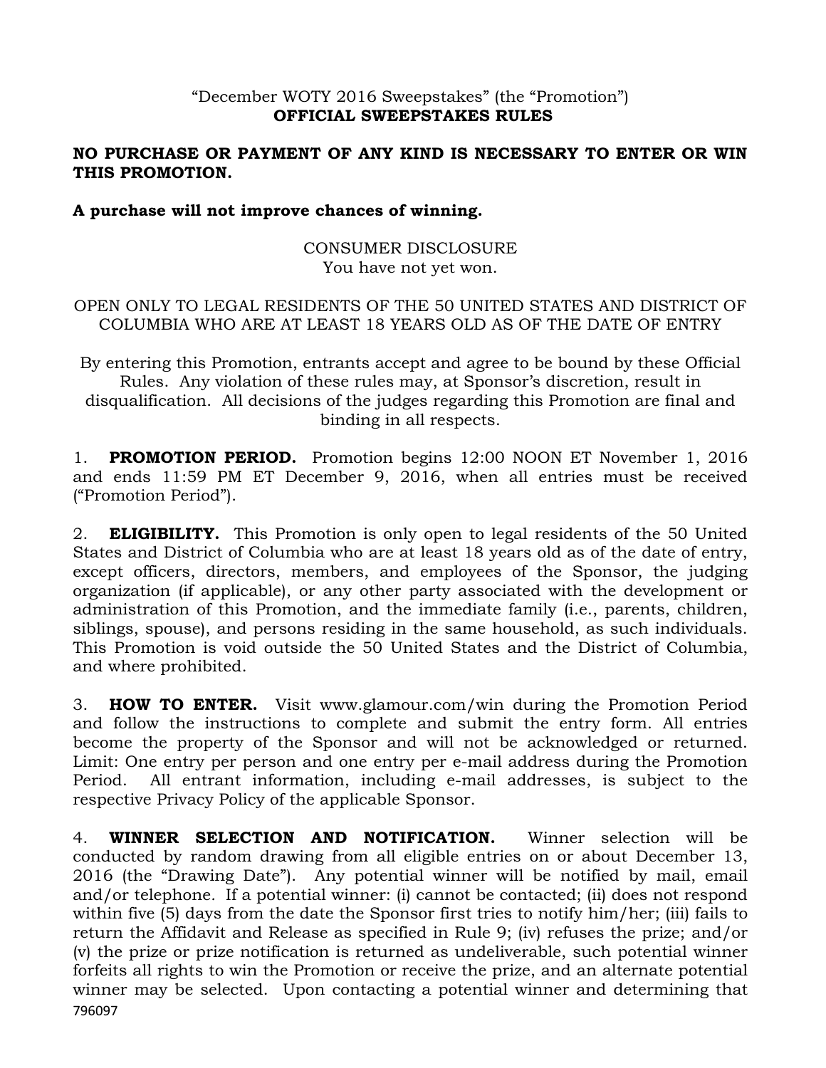"December WOTY 2016 Sweepstakes" (the "Promotion")

# OFFICIAL SWEEPSTAKES RULES

**NO PURCHASE OR PAYMENT OF ANY KIND IS NECESSARY TO ENTER OR WIN THIS PROMOTION.**

**A purchase will not improve chances of winning.**

CONSUMER DISCLOSURE
You have not yet won.

OPEN ONLY TO LEGAL RESIDENTS OF THE 50 UNITED STATES AND DISTRICT OF COLUMBIA WHO ARE AT LEAST 18 YEARS OLD AS OF THE DATE OF ENTRY

By entering this Promotion, entrants accept and agree to be bound by these Official Rules. Any violation of these rules may, at Sponsor's discretion, result in disqualification. All decisions of the judges regarding this Promotion are final and binding in all respects.

1. **PROMOTION PERIOD.** Promotion begins 12:00 NOON ET November 1, 2016 and ends 11:59 PM ET December 9, 2016, when all entries must be received ("Promotion Period").

2. **ELIGIBILITY.** This Promotion is only open to legal residents of the 50 United States and District of Columbia who are at least 18 years old as of the date of entry, except officers, directors, members, and employees of the Sponsor, the judging organization (if applicable), or any other party associated with the development or administration of this Promotion, and the immediate family (i.e., parents, children, siblings, spouse), and persons residing in the same household, as such individuals. This Promotion is void outside the 50 United States and the District of Columbia, and where prohibited.

3. **HOW TO ENTER.** Visit www.glamour.com/win during the Promotion Period and follow the instructions to complete and submit the entry form. All entries become the property of the Sponsor and will not be acknowledged or returned. Limit: One entry per person and one entry per e-mail address during the Promotion Period. All entrant information, including e-mail addresses, is subject to the respective Privacy Policy of the applicable Sponsor.

4. **WINNER SELECTION AND NOTIFICATION.** Winner selection will be conducted by random drawing from all eligible entries on or about December 13, 2016 (the "Drawing Date"). Any potential winner will be notified by mail, email and/or telephone. If a potential winner: (i) cannot be contacted; (ii) does not respond within five (5) days from the date the Sponsor first tries to notify him/her; (iii) fails to return the Affidavit and Release as specified in Rule 9; (iv) refuses the prize; and/or (v) the prize or prize notification is returned as undeliverable, such potential winner forfeits all rights to win the Promotion or receive the prize, and an alternate potential winner may be selected. Upon contacting a potential winner and determining that

796097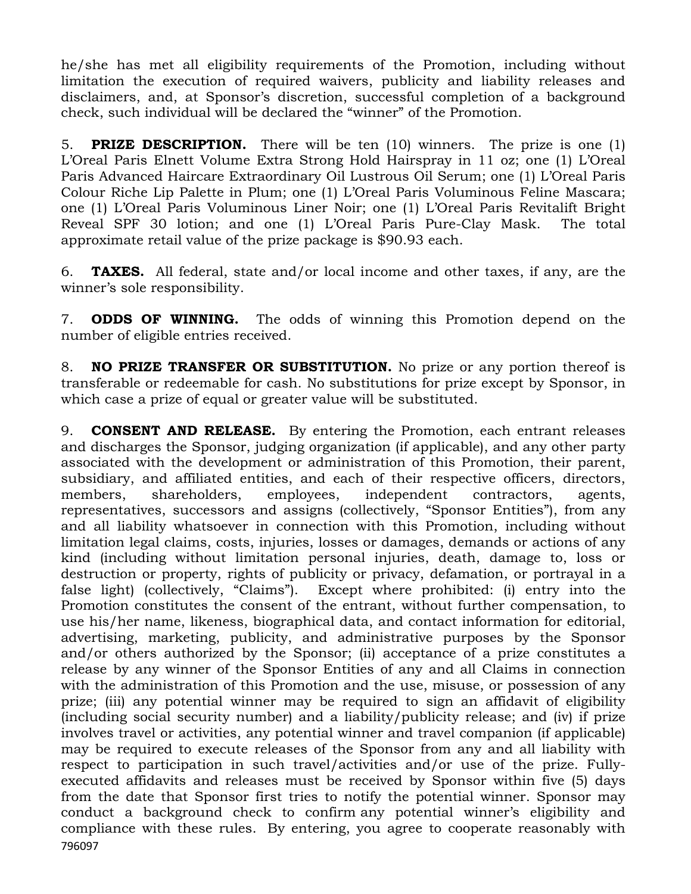he/she has met all eligibility requirements of the Promotion, including without limitation the execution of required waivers, publicity and liability releases and disclaimers, and, at Sponsor's discretion, successful completion of a background check, such individual will be declared the "winner" of the Promotion.

5. **PRIZE DESCRIPTION.** There will be ten (10) winners. The prize is one (1) L'Oreal Paris Elnett Volume Extra Strong Hold Hairspray in 11 oz; one (1) L'Oreal Paris Advanced Haircare Extraordinary Oil Lustrous Oil Serum; one (1) L'Oreal Paris Colour Riche Lip Palette in Plum; one (1) L'Oreal Paris Voluminous Feline Mascara; one (1) L'Oreal Paris Voluminous Liner Noir; one (1) L'Oreal Paris Revitalift Bright Reveal SPF 30 lotion; and one (1) L'Oreal Paris Pure-Clay Mask. The total approximate retail value of the prize package is $90.93 each.

6. **TAXES.** All federal, state and/or local income and other taxes, if any, are the winner's sole responsibility.

7. **ODDS OF WINNING.** The odds of winning this Promotion depend on the number of eligible entries received.

8. **NO PRIZE TRANSFER OR SUBSTITUTION.** No prize or any portion thereof is transferable or redeemable for cash. No substitutions for prize except by Sponsor, in which case a prize of equal or greater value will be substituted.

9. **CONSENT AND RELEASE.** By entering the Promotion, each entrant releases and discharges the Sponsor, judging organization (if applicable), and any other party associated with the development or administration of this Promotion, their parent, subsidiary, and affiliated entities, and each of their respective officers, directors, members, shareholders, employees, independent contractors, agents, representatives, successors and assigns (collectively, "Sponsor Entities"), from any and all liability whatsoever in connection with this Promotion, including without limitation legal claims, costs, injuries, losses or damages, demands or actions of any kind (including without limitation personal injuries, death, damage to, loss or destruction or property, rights of publicity or privacy, defamation, or portrayal in a false light) (collectively, "Claims"). Except where prohibited: (i) entry into the Promotion constitutes the consent of the entrant, without further compensation, to use his/her name, likeness, biographical data, and contact information for editorial, advertising, marketing, publicity, and administrative purposes by the Sponsor and/or others authorized by the Sponsor; (ii) acceptance of a prize constitutes a release by any winner of the Sponsor Entities of any and all Claims in connection with the administration of this Promotion and the use, misuse, or possession of any prize; (iii) any potential winner may be required to sign an affidavit of eligibility (including social security number) and a liability/publicity release; and (iv) if prize involves travel or activities, any potential winner and travel companion (if applicable) may be required to execute releases of the Sponsor from any and all liability with respect to participation in such travel/activities and/or use of the prize. Fully-executed affidavits and releases must be received by Sponsor within five (5) days from the date that Sponsor first tries to notify the potential winner. Sponsor may conduct a background check to confirm any potential winner's eligibility and compliance with these rules. By entering, you agree to cooperate reasonably with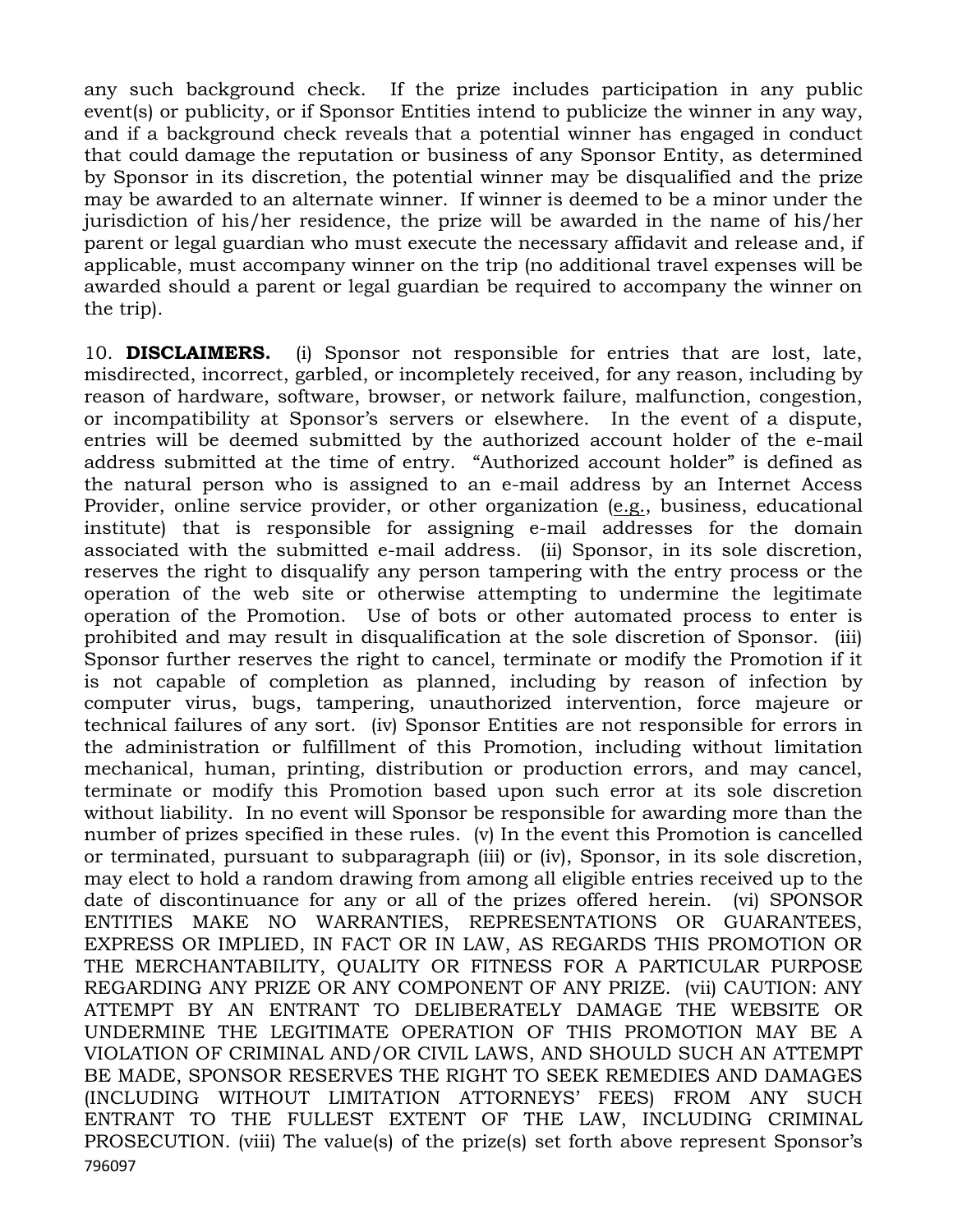any such background check. If the prize includes participation in any public event(s) or publicity, or if Sponsor Entities intend to publicize the winner in any way, and if a background check reveals that a potential winner has engaged in conduct that could damage the reputation or business of any Sponsor Entity, as determined by Sponsor in its discretion, the potential winner may be disqualified and the prize may be awarded to an alternate winner. If winner is deemed to be a minor under the jurisdiction of his/her residence, the prize will be awarded in the name of his/her parent or legal guardian who must execute the necessary affidavit and release and, if applicable, must accompany winner on the trip (no additional travel expenses will be awarded should a parent or legal guardian be required to accompany the winner on the trip).

10. **DISCLAIMERS.** (i) Sponsor not responsible for entries that are lost, late, misdirected, incorrect, garbled, or incompletely received, for any reason, including by reason of hardware, software, browser, or network failure, malfunction, congestion, or incompatibility at Sponsor's servers or elsewhere. In the event of a dispute, entries will be deemed submitted by the authorized account holder of the e-mail address submitted at the time of entry. "Authorized account holder" is defined as the natural person who is assigned to an e-mail address by an Internet Access Provider, online service provider, or other organization (e.g., business, educational institute) that is responsible for assigning e-mail addresses for the domain associated with the submitted e-mail address. (ii) Sponsor, in its sole discretion, reserves the right to disqualify any person tampering with the entry process or the operation of the web site or otherwise attempting to undermine the legitimate operation of the Promotion. Use of bots or other automated process to enter is prohibited and may result in disqualification at the sole discretion of Sponsor. (iii) Sponsor further reserves the right to cancel, terminate or modify the Promotion if it is not capable of completion as planned, including by reason of infection by computer virus, bugs, tampering, unauthorized intervention, force majeure or technical failures of any sort. (iv) Sponsor Entities are not responsible for errors in the administration or fulfillment of this Promotion, including without limitation mechanical, human, printing, distribution or production errors, and may cancel, terminate or modify this Promotion based upon such error at its sole discretion without liability. In no event will Sponsor be responsible for awarding more than the number of prizes specified in these rules. (v) In the event this Promotion is cancelled or terminated, pursuant to subparagraph (iii) or (iv), Sponsor, in its sole discretion, may elect to hold a random drawing from among all eligible entries received up to the date of discontinuance for any or all of the prizes offered herein. (vi) SPONSOR ENTITIES MAKE NO WARRANTIES, REPRESENTATIONS OR GUARANTEES, EXPRESS OR IMPLIED, IN FACT OR IN LAW, AS REGARDS THIS PROMOTION OR THE MERCHANTABILITY, QUALITY OR FITNESS FOR A PARTICULAR PURPOSE REGARDING ANY PRIZE OR ANY COMPONENT OF ANY PRIZE. (vii) CAUTION: ANY ATTEMPT BY AN ENTRANT TO DELIBERATELY DAMAGE THE WEBSITE OR UNDERMINE THE LEGITIMATE OPERATION OF THIS PROMOTION MAY BE A VIOLATION OF CRIMINAL AND/OR CIVIL LAWS, AND SHOULD SUCH AN ATTEMPT BE MADE, SPONSOR RESERVES THE RIGHT TO SEEK REMEDIES AND DAMAGES (INCLUDING WITHOUT LIMITATION ATTORNEYS' FEES) FROM ANY SUCH ENTRANT TO THE FULLEST EXTENT OF THE LAW, INCLUDING CRIMINAL PROSECUTION. (viii) The value(s) of the prize(s) set forth above represent Sponsor's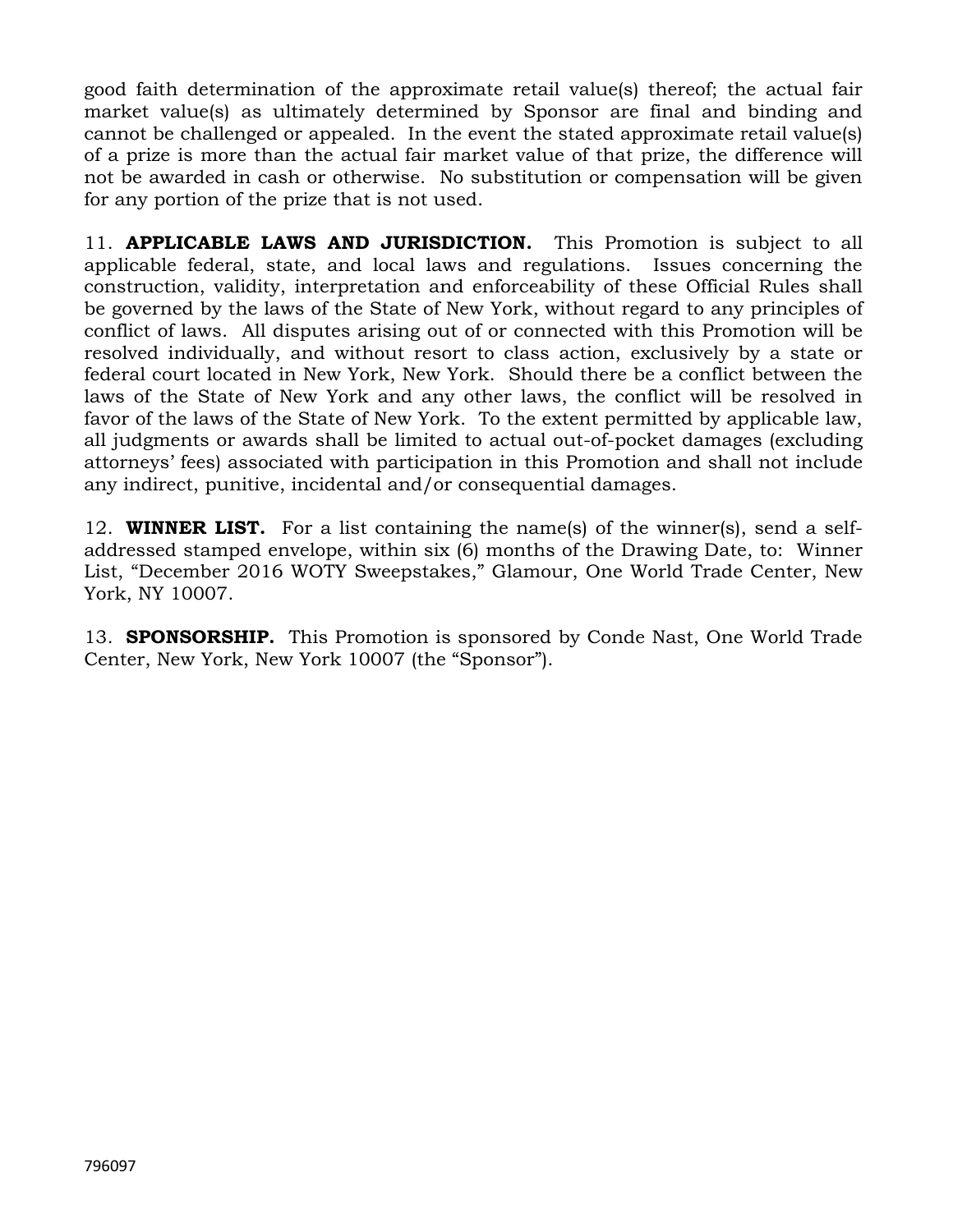good faith determination of the approximate retail value(s) thereof; the actual fair market value(s) as ultimately determined by Sponsor are final and binding and cannot be challenged or appealed. In the event the stated approximate retail value(s) of a prize is more than the actual fair market value of that prize, the difference will not be awarded in cash or otherwise. No substitution or compensation will be given for any portion of the prize that is not used.

11. **APPLICABLE LAWS AND JURISDICTION.** This Promotion is subject to all applicable federal, state, and local laws and regulations. Issues concerning the construction, validity, interpretation and enforceability of these Official Rules shall be governed by the laws of the State of New York, without regard to any principles of conflict of laws. All disputes arising out of or connected with this Promotion will be resolved individually, and without resort to class action, exclusively by a state or federal court located in New York, New York. Should there be a conflict between the laws of the State of New York and any other laws, the conflict will be resolved in favor of the laws of the State of New York. To the extent permitted by applicable law, all judgments or awards shall be limited to actual out-of-pocket damages (excluding attorneys' fees) associated with participation in this Promotion and shall not include any indirect, punitive, incidental and/or consequential damages.

12. **WINNER LIST.** For a list containing the name(s) of the winner(s), send a self-addressed stamped envelope, within six (6) months of the Drawing Date, to: Winner List, "December 2016 WOTY Sweepstakes," Glamour, One World Trade Center, New York, NY 10007.

13. **SPONSORSHIP.** This Promotion is sponsored by Conde Nast, One World Trade Center, New York, New York 10007 (the "Sponsor").

796097